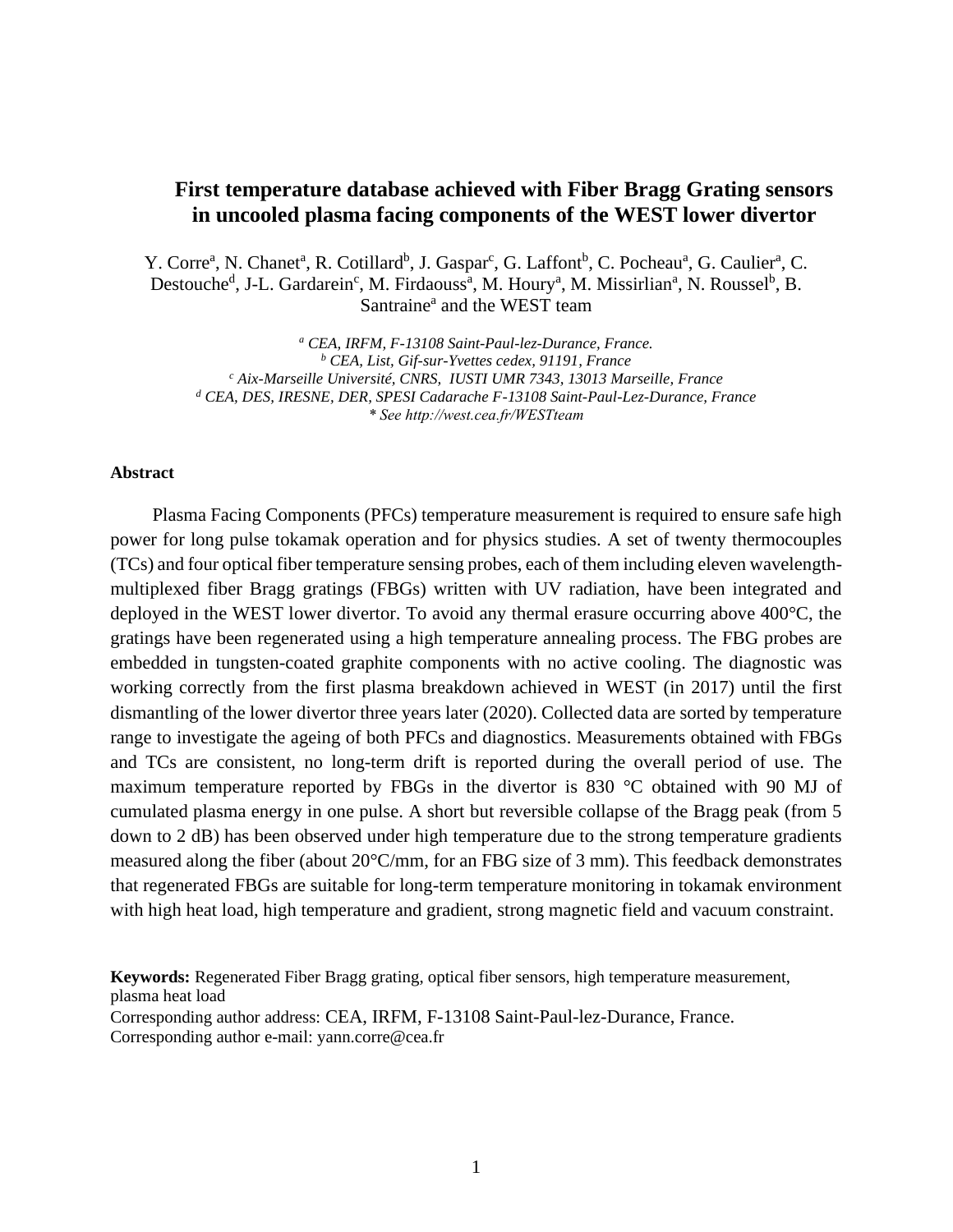# First temperature database achieved with Fiber Bragg Grating sensors in uncooled plasma facing components of the WEST lower divertor

Y. Corre[a], N. Chanet[a], R. Cotillard[b], J. Gaspar[c], G. Laffont[b], C. Pocheau[a], G. Caulier[a], C. Destouche[d], J-L. Gardarein[c], M. Firdaouss[a], M. Houry[a], M. Missirlian[a], N. Roussel[b], B. Santraine[a] and the WEST team

*[a] CEA, IRFM, F-13108 Saint-Paul-lez-Durance, France.*
*[b] CEA, List, Gif-sur-Yvettes cedex, 91191, France*
*[c] Aix-Marseille Université, CNRS, IUSTI UMR 7343, 13013 Marseille, France*
*[d] CEA, DES, IRESNE, DER, SPESI Cadarache F-13108 Saint-Paul-Lez-Durance, France*
*\* See http://west.cea.fr/WESTteam*

**Abstract**

Plasma Facing Components (PFCs) temperature measurement is required to ensure safe high power for long pulse tokamak operation and for physics studies. A set of twenty thermocouples (TCs) and four optical fiber temperature sensing probes, each of them including eleven wavelength-multiplexed fiber Bragg gratings (FBGs) written with UV radiation, have been integrated and deployed in the WEST lower divertor. To avoid any thermal erasure occurring above 400°C, the gratings have been regenerated using a high temperature annealing process. The FBG probes are embedded in tungsten-coated graphite components with no active cooling. The diagnostic was working correctly from the first plasma breakdown achieved in WEST (in 2017) until the first dismantling of the lower divertor three years later (2020). Collected data are sorted by temperature range to investigate the ageing of both PFCs and diagnostics. Measurements obtained with FBGs and TCs are consistent, no long-term drift is reported during the overall period of use. The maximum temperature reported by FBGs in the divertor is 830 °C obtained with 90 MJ of cumulated plasma energy in one pulse. A short but reversible collapse of the Bragg peak (from 5 down to 2 dB) has been observed under high temperature due to the strong temperature gradients measured along the fiber (about 20°C/mm, for an FBG size of 3 mm). This feedback demonstrates that regenerated FBGs are suitable for long-term temperature monitoring in tokamak environment with high heat load, high temperature and gradient, strong magnetic field and vacuum constraint.

**Keywords:** Regenerated Fiber Bragg grating, optical fiber sensors, high temperature measurement, plasma heat load

Corresponding author address: CEA, IRFM, F-13108 Saint-Paul-lez-Durance, France.

Corresponding author e-mail: yann.corre@cea.fr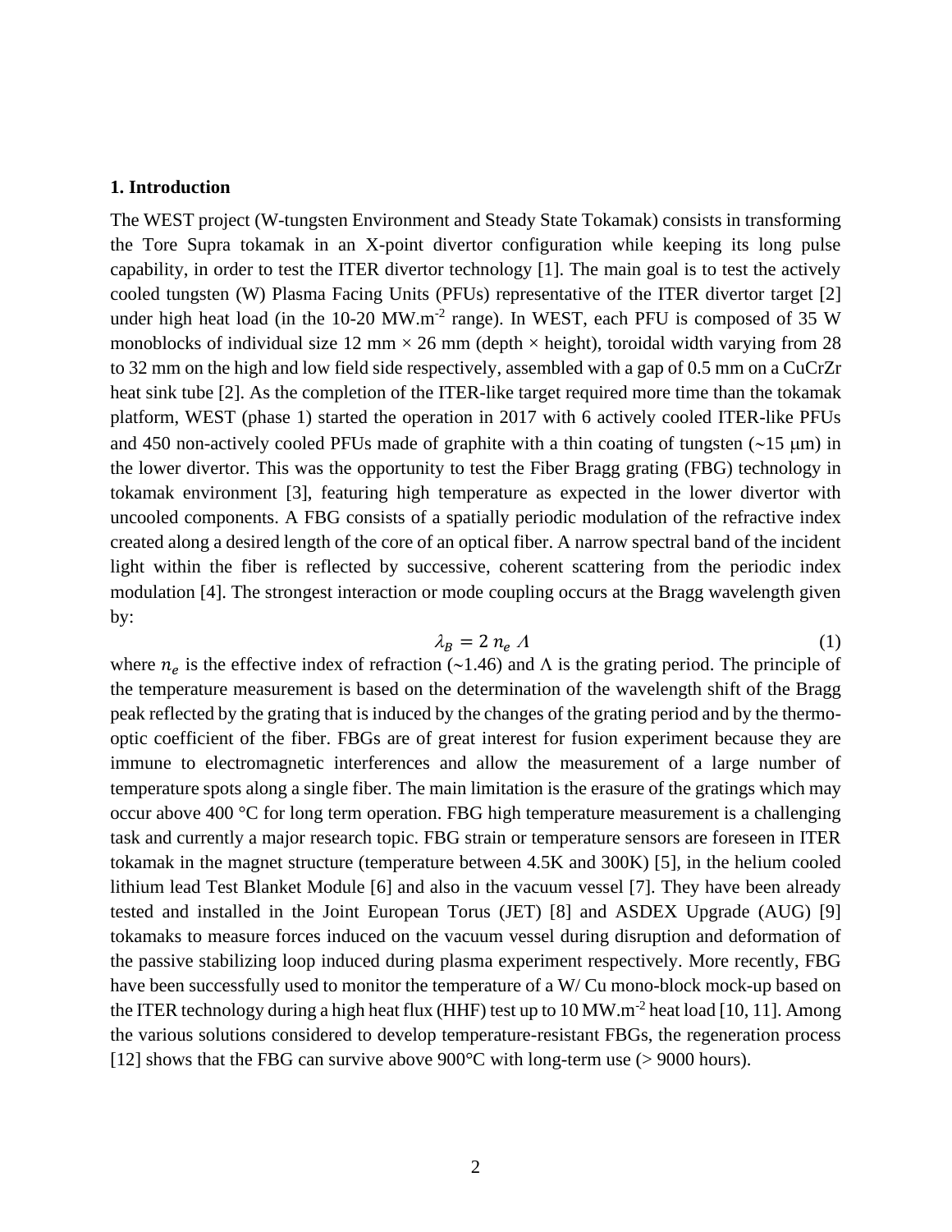## 1. Introduction

The WEST project (W-tungsten Environment and Steady State Tokamak) consists in transforming the Tore Supra tokamak in an X-point divertor configuration while keeping its long pulse capability, in order to test the ITER divertor technology [1]. The main goal is to test the actively cooled tungsten (W) Plasma Facing Units (PFUs) representative of the ITER divertor target [2] under high heat load (in the 10-20 MW.m$^{-2}$ range). In WEST, each PFU is composed of 35 W monoblocks of individual size 12 mm × 26 mm (depth × height), toroidal width varying from 28 to 32 mm on the high and low field side respectively, assembled with a gap of 0.5 mm on a CuCrZr heat sink tube [2]. As the completion of the ITER-like target required more time than the tokamak platform, WEST (phase 1) started the operation in 2017 with 6 actively cooled ITER-like PFUs and 450 non-actively cooled PFUs made of graphite with a thin coating of tungsten (~15 μm) in the lower divertor. This was the opportunity to test the Fiber Bragg grating (FBG) technology in tokamak environment [3], featuring high temperature as expected in the lower divertor with uncooled components. A FBG consists of a spatially periodic modulation of the refractive index created along a desired length of the core of an optical fiber. A narrow spectral band of the incident light within the fiber is reflected by successive, coherent scattering from the periodic index modulation [4]. The strongest interaction or mode coupling occurs at the Bragg wavelength given by:

$$\lambda_B = 2\, n_e\, \Lambda \qquad (1)$$

where $n_e$ is the effective index of refraction (~1.46) and Λ is the grating period. The principle of the temperature measurement is based on the determination of the wavelength shift of the Bragg peak reflected by the grating that is induced by the changes of the grating period and by the thermo-optic coefficient of the fiber. FBGs are of great interest for fusion experiment because they are immune to electromagnetic interferences and allow the measurement of a large number of temperature spots along a single fiber. The main limitation is the erasure of the gratings which may occur above 400 °C for long term operation. FBG high temperature measurement is a challenging task and currently a major research topic. FBG strain or temperature sensors are foreseen in ITER tokamak in the magnet structure (temperature between 4.5K and 300K) [5], in the helium cooled lithium lead Test Blanket Module [6] and also in the vacuum vessel [7]. They have been already tested and installed in the Joint European Torus (JET) [8] and ASDEX Upgrade (AUG) [9] tokamaks to measure forces induced on the vacuum vessel during disruption and deformation of the passive stabilizing loop induced during plasma experiment respectively. More recently, FBG have been successfully used to monitor the temperature of a W/ Cu mono-block mock-up based on the ITER technology during a high heat flux (HHF) test up to 10 MW.m$^{-2}$ heat load [10, 11]. Among the various solutions considered to develop temperature-resistant FBGs, the regeneration process [12] shows that the FBG can survive above 900°C with long-term use (> 9000 hours).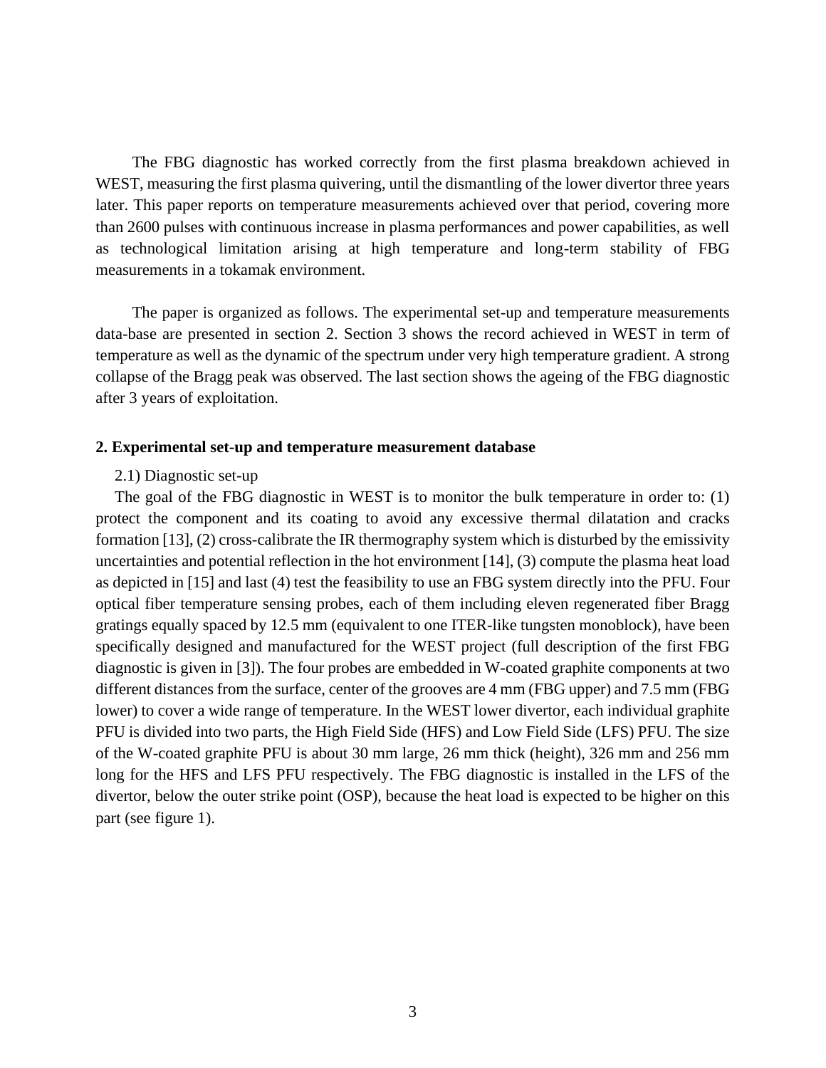The FBG diagnostic has worked correctly from the first plasma breakdown achieved in WEST, measuring the first plasma quivering, until the dismantling of the lower divertor three years later. This paper reports on temperature measurements achieved over that period, covering more than 2600 pulses with continuous increase in plasma performances and power capabilities, as well as technological limitation arising at high temperature and long-term stability of FBG measurements in a tokamak environment.

The paper is organized as follows. The experimental set-up and temperature measurements data-base are presented in section 2. Section 3 shows the record achieved in WEST in term of temperature as well as the dynamic of the spectrum under very high temperature gradient. A strong collapse of the Bragg peak was observed. The last section shows the ageing of the FBG diagnostic after 3 years of exploitation.

## 2. Experimental set-up and temperature measurement database

### 2.1) Diagnostic set-up

The goal of the FBG diagnostic in WEST is to monitor the bulk temperature in order to: (1) protect the component and its coating to avoid any excessive thermal dilatation and cracks formation [13], (2) cross-calibrate the IR thermography system which is disturbed by the emissivity uncertainties and potential reflection in the hot environment [14], (3) compute the plasma heat load as depicted in [15] and last (4) test the feasibility to use an FBG system directly into the PFU. Four optical fiber temperature sensing probes, each of them including eleven regenerated fiber Bragg gratings equally spaced by 12.5 mm (equivalent to one ITER-like tungsten monoblock), have been specifically designed and manufactured for the WEST project (full description of the first FBG diagnostic is given in [3]). The four probes are embedded in W-coated graphite components at two different distances from the surface, center of the grooves are 4 mm (FBG upper) and 7.5 mm (FBG lower) to cover a wide range of temperature. In the WEST lower divertor, each individual graphite PFU is divided into two parts, the High Field Side (HFS) and Low Field Side (LFS) PFU. The size of the W-coated graphite PFU is about 30 mm large, 26 mm thick (height), 326 mm and 256 mm long for the HFS and LFS PFU respectively. The FBG diagnostic is installed in the LFS of the divertor, below the outer strike point (OSP), because the heat load is expected to be higher on this part (see figure 1).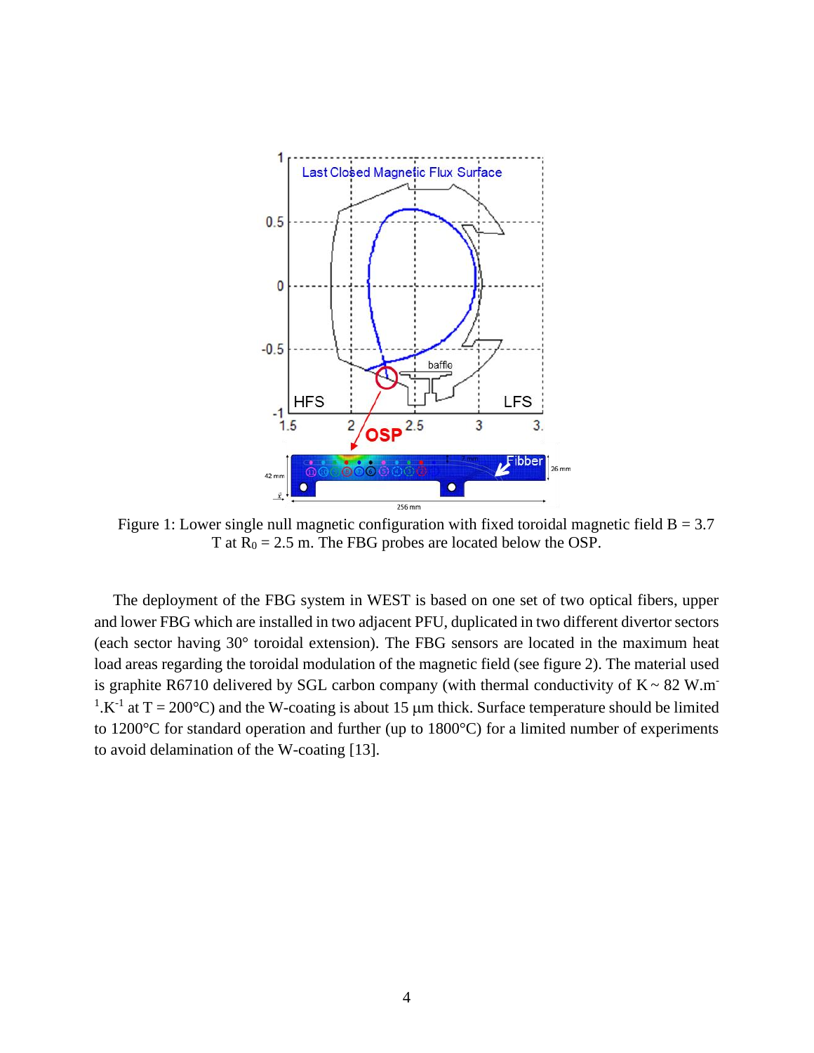Last Closed Magnetic Flux Surface

1

0.5

0

-0.5

-1

1.5

2

2.5

3

3.

HFS

LFS

baffle

OSP

Fibber

42 mm

26 mm

256 mm

Figure 1: Lower single null magnetic configuration with fixed toroidal magnetic field B = 3.7 T at $R_0$ = 2.5 m. The FBG probes are located below the OSP.

The deployment of the FBG system in WEST is based on one set of two optical fibers, upper and lower FBG which are installed in two adjacent PFU, duplicated in two different divertor sectors (each sector having 30° toroidal extension). The FBG sensors are located in the maximum heat load areas regarding the toroidal modulation of the magnetic field (see figure 2). The material used is graphite R6710 delivered by SGL carbon company (with thermal conductivity of K ~ 82 $W.m^{-1}.K^{-1}$ at T = 200°C) and the W-coating is about 15 μm thick. Surface temperature should be limited to 1200°C for standard operation and further (up to 1800°C) for a limited number of experiments to avoid delamination of the W-coating [13].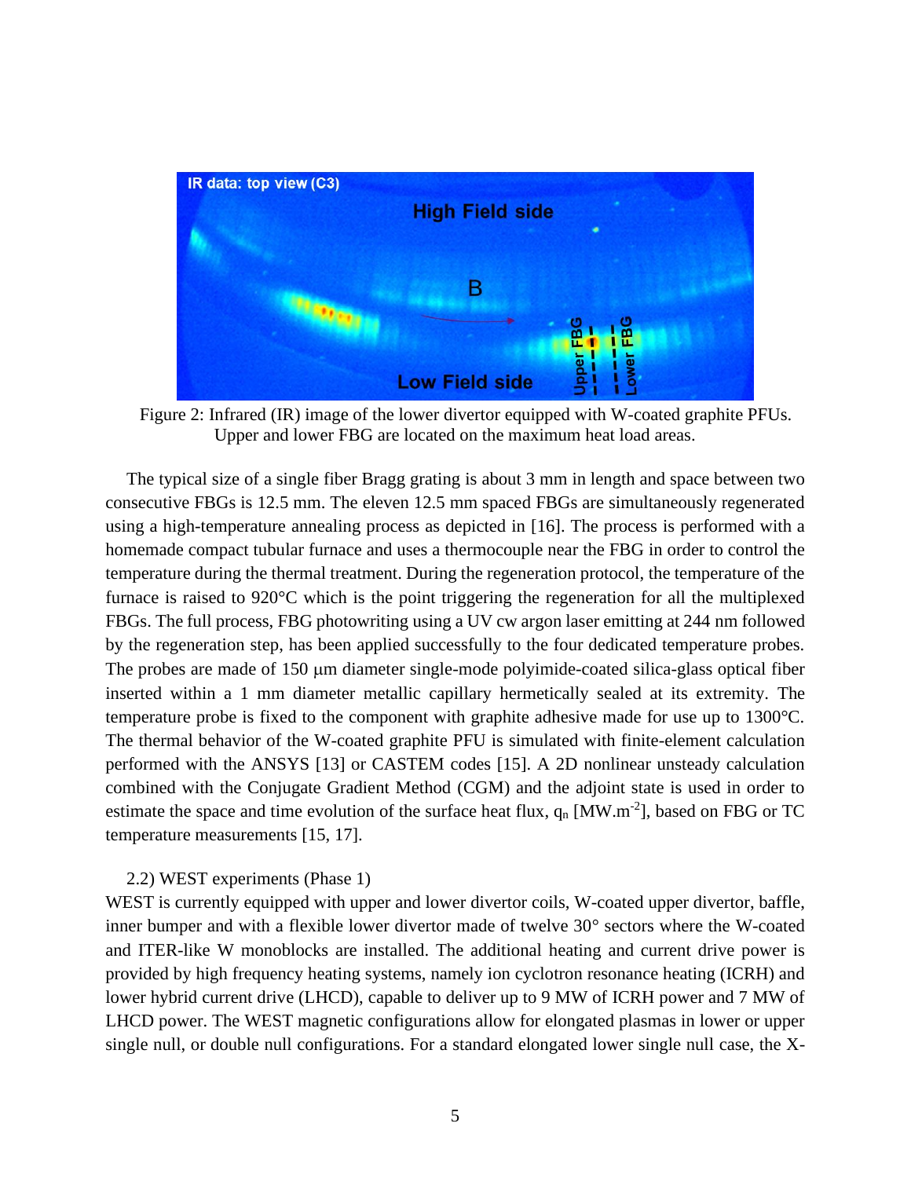IR data: top view (C3)

High Field side

B

Upper FBG

Lower FBG

Low Field side

Figure 2: Infrared (IR) image of the lower divertor equipped with W-coated graphite PFUs. Upper and lower FBG are located on the maximum heat load areas.

The typical size of a single fiber Bragg grating is about 3 mm in length and space between two consecutive FBGs is 12.5 mm. The eleven 12.5 mm spaced FBGs are simultaneously regenerated using a high-temperature annealing process as depicted in [16]. The process is performed with a homemade compact tubular furnace and uses a thermocouple near the FBG in order to control the temperature during the thermal treatment. During the regeneration protocol, the temperature of the furnace is raised to 920°C which is the point triggering the regeneration for all the multiplexed FBGs. The full process, FBG photowriting using a UV cw argon laser emitting at 244 nm followed by the regeneration step, has been applied successfully to the four dedicated temperature probes. The probes are made of 150 μm diameter single-mode polyimide-coated silica-glass optical fiber inserted within a 1 mm diameter metallic capillary hermetically sealed at its extremity. The temperature probe is fixed to the component with graphite adhesive made for use up to 1300°C. The thermal behavior of the W-coated graphite PFU is simulated with finite-element calculation performed with the ANSYS [13] or CASTEM codes [15]. A 2D nonlinear unsteady calculation combined with the Conjugate Gradient Method (CGM) and the adjoint state is used in order to estimate the space and time evolution of the surface heat flux, $q_n$ [$MW.m^{-2}$], based on FBG or TC temperature measurements [15, 17].

## 2.2) WEST experiments (Phase 1)

WEST is currently equipped with upper and lower divertor coils, W-coated upper divertor, baffle, inner bumper and with a flexible lower divertor made of twelve 30° sectors where the W-coated and ITER-like W monoblocks are installed. The additional heating and current drive power is provided by high frequency heating systems, namely ion cyclotron resonance heating (ICRH) and lower hybrid current drive (LHCD), capable to deliver up to 9 MW of ICRH power and 7 MW of LHCD power. The WEST magnetic configurations allow for elongated plasmas in lower or upper single null, or double null configurations. For a standard elongated lower single null case, the X-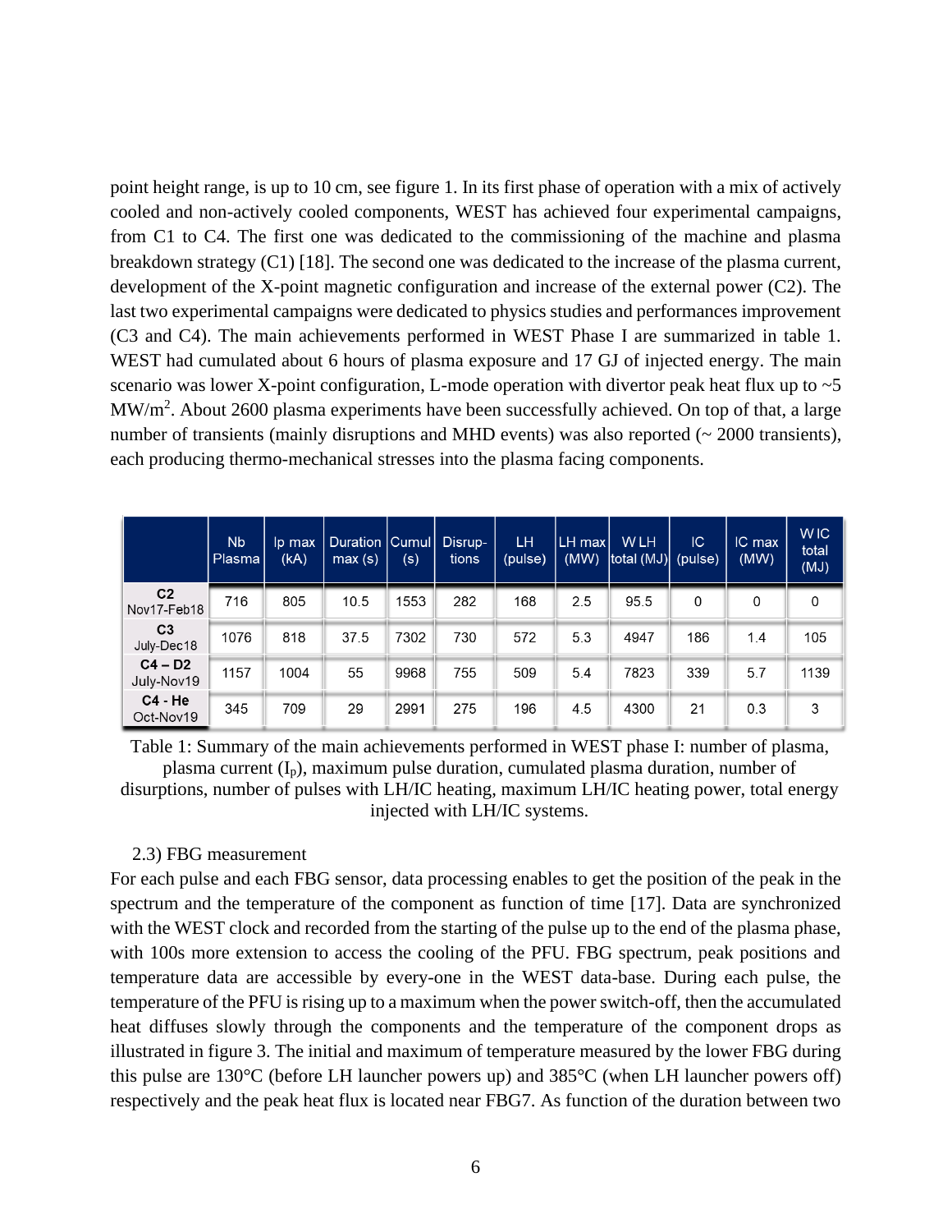point height range, is up to 10 cm, see figure 1. In its first phase of operation with a mix of actively cooled and non-actively cooled components, WEST has achieved four experimental campaigns, from C1 to C4. The first one was dedicated to the commissioning of the machine and plasma breakdown strategy (C1) [18]. The second one was dedicated to the increase of the plasma current, development of the X-point magnetic configuration and increase of the external power (C2). The last two experimental campaigns were dedicated to physics studies and performances improvement (C3 and C4). The main achievements performed in WEST Phase I are summarized in table 1. WEST had cumulated about 6 hours of plasma exposure and 17 GJ of injected energy. The main scenario was lower X-point configuration, L-mode operation with divertor peak heat flux up to ~5 MW/m$^2$. About 2600 plasma experiments have been successfully achieved. On top of that, a large number of transients (mainly disruptions and MHD events) was also reported (~ 2000 transients), each producing thermo-mechanical stresses into the plasma facing components.

| | Nb Plasma | Ip max (kA) | Duration max (s) | Cumul (s) | Disrup-tions | LH (pulse) | LH max (MW) | W LH total (MJ) | IC (pulse) | IC max (MW) | W IC total (MJ) |
|---|---|---|---|---|---|---|---|---|---|---|---|
| **C2** Nov17-Feb18 | 716 | 805 | 10.5 | 1553 | 282 | 168 | 2.5 | 95.5 | 0 | 0 | 0 |
| **C3** July-Dec18 | 1076 | 818 | 37.5 | 7302 | 730 | 572 | 5.3 | 4947 | 186 | 1.4 | 105 |
| **C4 – D2** July-Nov19 | 1157 | 1004 | 55 | 9968 | 755 | 509 | 5.4 | 7823 | 339 | 5.7 | 1139 |
| **C4 - He** Oct-Nov19 | 345 | 709 | 29 | 2991 | 275 | 196 | 4.5 | 4300 | 21 | 0.3 | 3 |

Table 1: Summary of the main achievements performed in WEST phase I: number of plasma, plasma current ($I_p$), maximum pulse duration, cumulated plasma duration, number of disruptions, number of pulses with LH/IC heating, maximum LH/IC heating power, total energy injected with LH/IC systems.

### 2.3) FBG measurement

For each pulse and each FBG sensor, data processing enables to get the position of the peak in the spectrum and the temperature of the component as function of time [17]. Data are synchronized with the WEST clock and recorded from the starting of the pulse up to the end of the plasma phase, with 100s more extension to access the cooling of the PFU. FBG spectrum, peak positions and temperature data are accessible by every-one in the WEST data-base. During each pulse, the temperature of the PFU is rising up to a maximum when the power switch-off, then the accumulated heat diffuses slowly through the components and the temperature of the component drops as illustrated in figure 3. The initial and maximum of temperature measured by the lower FBG during this pulse are 130°C (before LH launcher powers up) and 385°C (when LH launcher powers off) respectively and the peak heat flux is located near FBG7. As function of the duration between two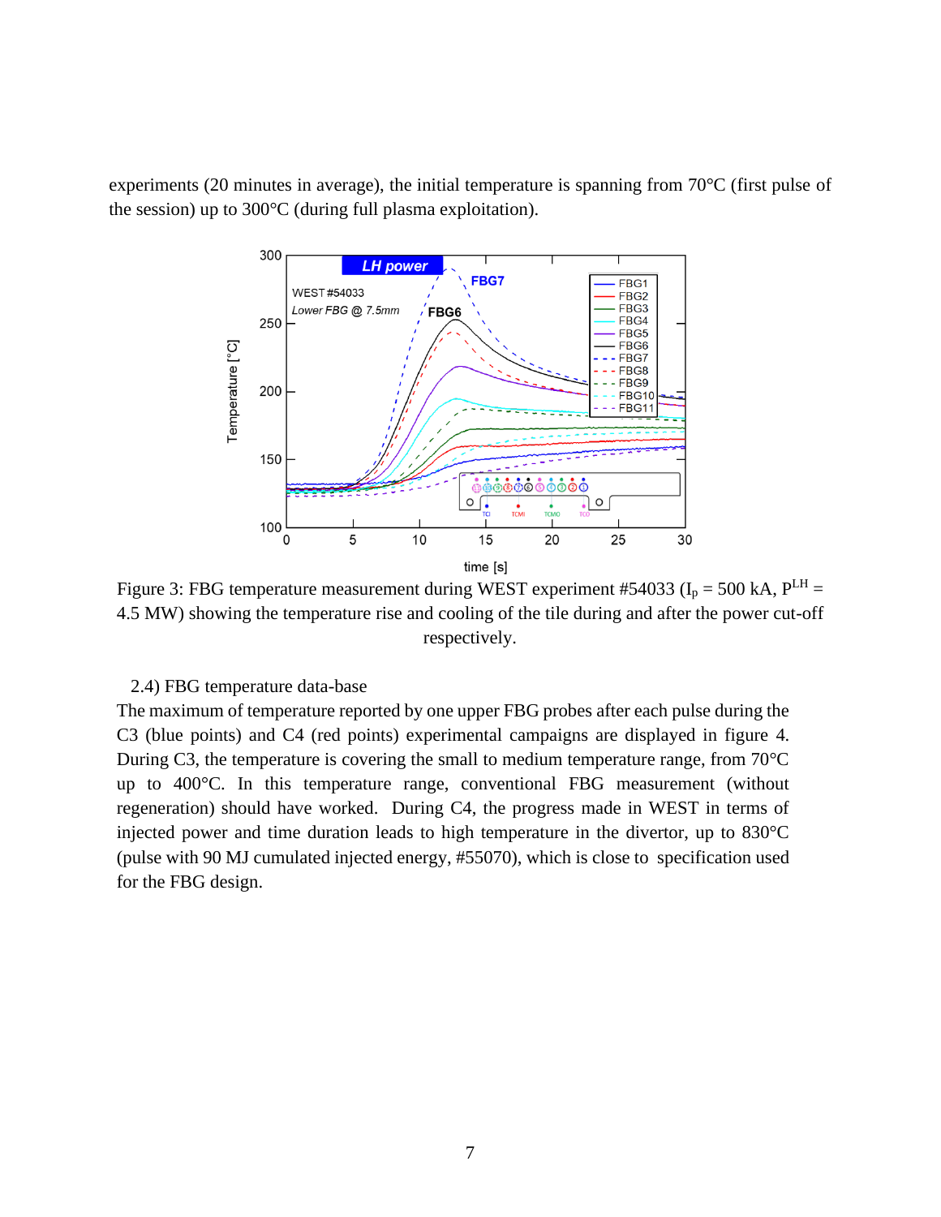experiments (20 minutes in average), the initial temperature is spanning from 70°C (first pulse of the session) up to 300°C (during full plasma exploitation).

LH power
WEST #54033
Lower FBG @ 7.5mm
FBG7
FBG6
FBG1
FBG2
FBG3
FBG4
FBG5
FBG6
FBG7
FBG8
FBG9
FBG10
FBG11
Temperature [°C]
time [s]
300
250
200
150
100
0
5
10
15
20
25
30
TCI
TCMI
TCMO
TCO

Figure 3: FBG temperature measurement during WEST experiment #54033 ($I_p$ = 500 kA, $P^{LH}$ = 4.5 MW) showing the temperature rise and cooling of the tile during and after the power cut-off respectively.

## 2.4) FBG temperature data-base

The maximum of temperature reported by one upper FBG probes after each pulse during the C3 (blue points) and C4 (red points) experimental campaigns are displayed in figure 4. During C3, the temperature is covering the small to medium temperature range, from 70°C up to 400°C. In this temperature range, conventional FBG measurement (without regeneration) should have worked. During C4, the progress made in WEST in terms of injected power and time duration leads to high temperature in the divertor, up to 830°C (pulse with 90 MJ cumulated injected energy, #55070), which is close to specification used for the FBG design.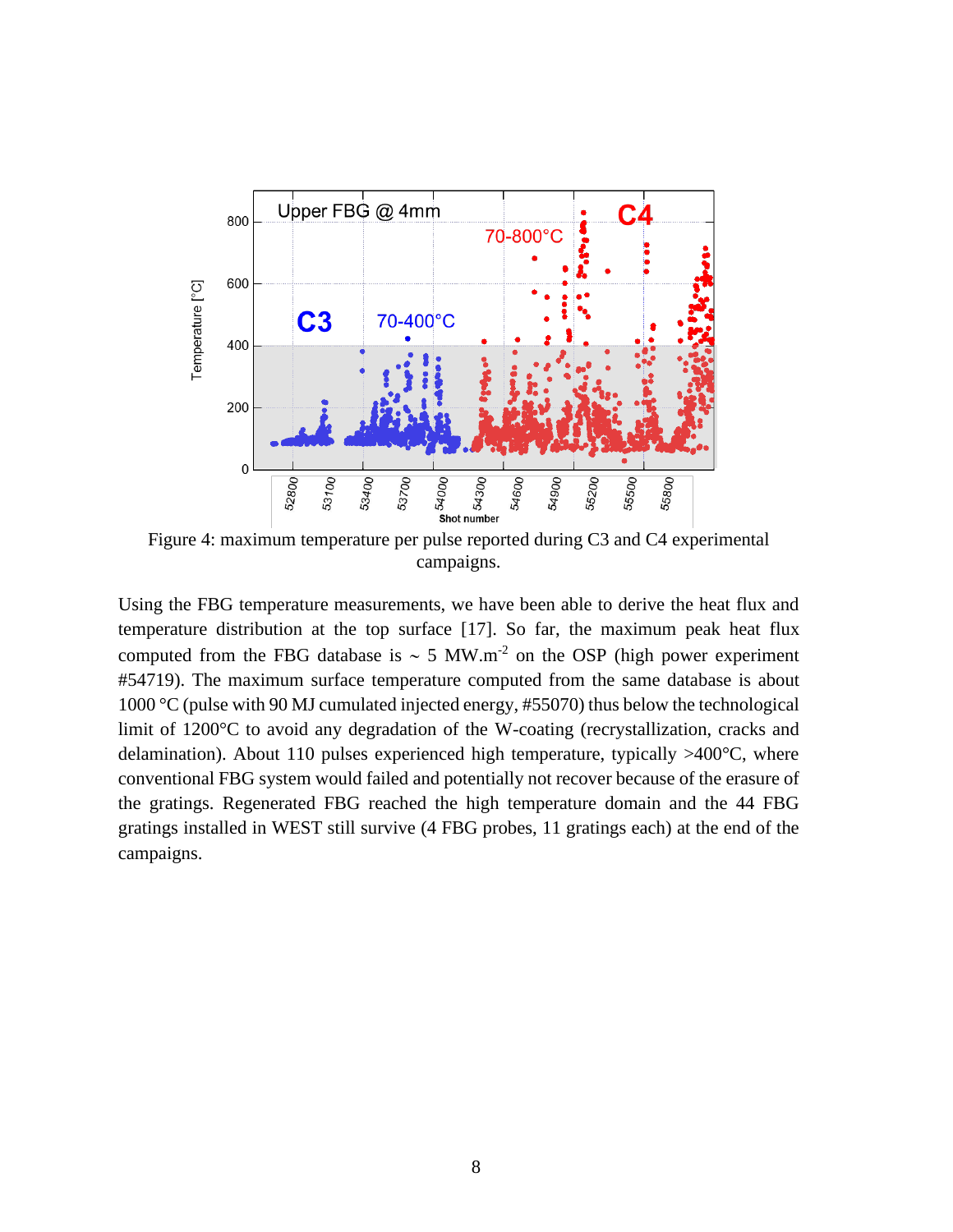Upper FBG @ 4mm

C3

70-400°C

C4

70-800°C

Temperature [°C]

800

600

400

200

0

52800

53100

53400

53700

54000

54300

54600

54900

55200

55500

55800

Shot number

Figure 4: maximum temperature per pulse reported during C3 and C4 experimental campaigns.

Using the FBG temperature measurements, we have been able to derive the heat flux and temperature distribution at the top surface [17]. So far, the maximum peak heat flux computed from the FBG database is ~ 5 MW.m$^{-2}$ on the OSP (high power experiment #54719). The maximum surface temperature computed from the same database is about 1000 °C (pulse with 90 MJ cumulated injected energy, #55070) thus below the technological limit of 1200°C to avoid any degradation of the W-coating (recrystallization, cracks and delamination). About 110 pulses experienced high temperature, typically >400°C, where conventional FBG system would failed and potentially not recover because of the erasure of the gratings. Regenerated FBG reached the high temperature domain and the 44 FBG gratings installed in WEST still survive (4 FBG probes, 11 gratings each) at the end of the campaigns.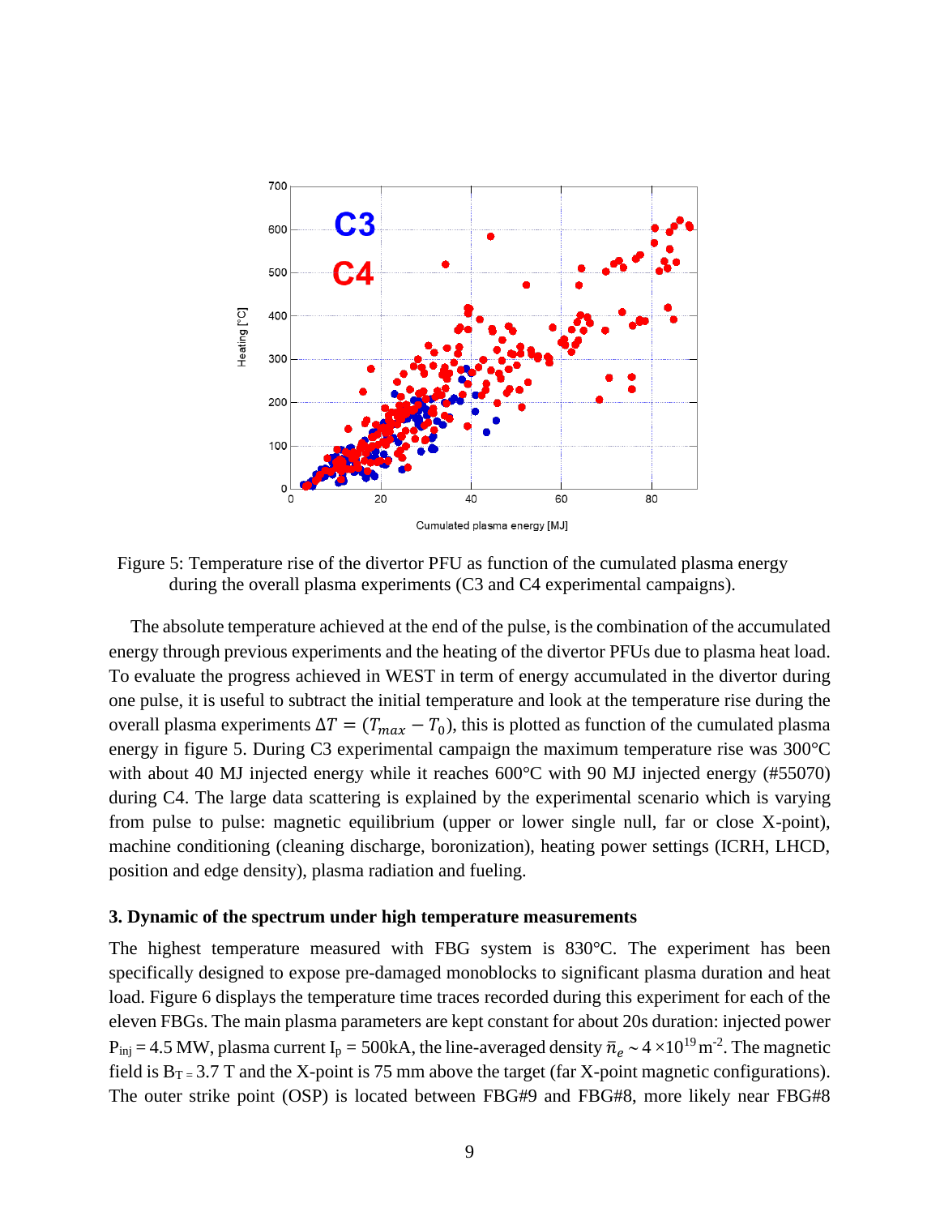700
600
500
400
300
200
100
0

C3
C4

Heating [°C]

0
20
40
60
80

Cumulated plasma energy [MJ]

Figure 5: Temperature rise of the divertor PFU as function of the cumulated plasma energy during the overall plasma experiments (C3 and C4 experimental campaigns).

The absolute temperature achieved at the end of the pulse, is the combination of the accumulated energy through previous experiments and the heating of the divertor PFUs due to plasma heat load. To evaluate the progress achieved in WEST in term of energy accumulated in the divertor during one pulse, it is useful to subtract the initial temperature and look at the temperature rise during the overall plasma experiments $\Delta T = (T_{max} - T_0)$, this is plotted as function of the cumulated plasma energy in figure 5. During C3 experimental campaign the maximum temperature rise was 300°C with about 40 MJ injected energy while it reaches 600°C with 90 MJ injected energy (#55070) during C4. The large data scattering is explained by the experimental scenario which is varying from pulse to pulse: magnetic equilibrium (upper or lower single null, far or close X-point), machine conditioning (cleaning discharge, boronization), heating power settings (ICRH, LHCD, position and edge density), plasma radiation and fueling.

### 3. Dynamic of the spectrum under high temperature measurements

The highest temperature measured with FBG system is 830°C. The experiment has been specifically designed to expose pre-damaged monoblocks to significant plasma duration and heat load. Figure 6 displays the temperature time traces recorded during this experiment for each of the eleven FBGs. The main plasma parameters are kept constant for about 20s duration: injected power $P_{inj}$ = 4.5 MW, plasma current $I_p$ = 500kA, the line-averaged density $\bar{n}_e \sim 4 \times 10^{19}\,m^{-2}$. The magnetic field is $B_T$ = 3.7 T and the X-point is 75 mm above the target (far X-point magnetic configurations). The outer strike point (OSP) is located between FBG#9 and FBG#8, more likely near FBG#8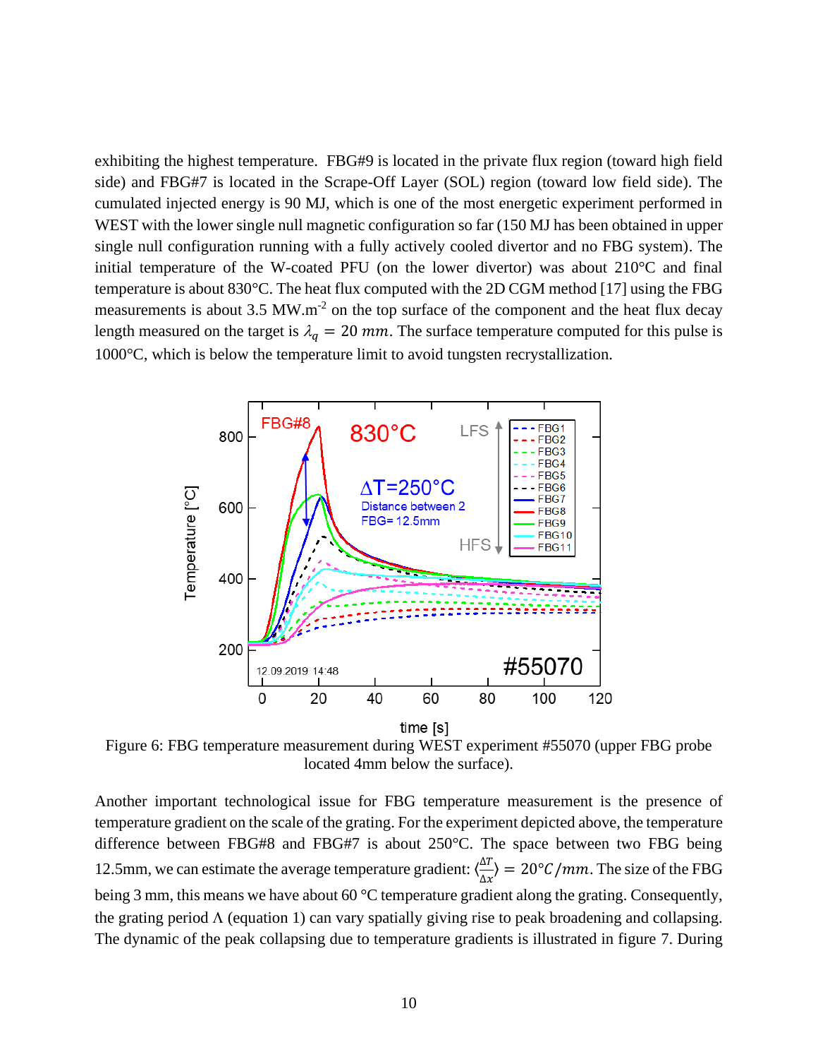exhibiting the highest temperature. FBG#9 is located in the private flux region (toward high field side) and FBG#7 is located in the Scrape-Off Layer (SOL) region (toward low field side). The cumulated injected energy is 90 MJ, which is one of the most energetic experiment performed in WEST with the lower single null magnetic configuration so far (150 MJ has been obtained in upper single null configuration running with a fully actively cooled divertor and no FBG system). The initial temperature of the W-coated PFU (on the lower divertor) was about 210°C and final temperature is about 830°C. The heat flux computed with the 2D CGM method [17] using the FBG measurements is about 3.5 MW.m$^{-2}$ on the top surface of the component and the heat flux decay length measured on the target is $\lambda_q = 20\ mm$. The surface temperature computed for this pulse is 1000°C, which is below the temperature limit to avoid tungsten recrystallization.

FBG#8
830°C
LFS
HFS
ΔT=250°C
Distance between 2
FBG= 12.5mm
FBG1
FBG2
FBG3
FBG4
FBG5
FBG6
FBG7
FBG8
FBG9
FBG10
FBG11
12.09.2019 14:48
#55070
Temperature [°C]
800
600
400
200
0
20
40
60
80
100
120
time [s]

Figure 6: FBG temperature measurement during WEST experiment #55070 (upper FBG probe located 4mm below the surface).

Another important technological issue for FBG temperature measurement is the presence of temperature gradient on the scale of the grating. For the experiment depicted above, the temperature difference between FBG#8 and FBG#7 is about 250°C. The space between two FBG being 12.5mm, we can estimate the average temperature gradient: $\langle \frac{\Delta T}{\Delta x} \rangle = 20°C/mm$. The size of the FBG being 3 mm, this means we have about 60 °C temperature gradient along the grating. Consequently, the grating period $\Lambda$ (equation 1) can vary spatially giving rise to peak broadening and collapsing. The dynamic of the peak collapsing due to temperature gradients is illustrated in figure 7. During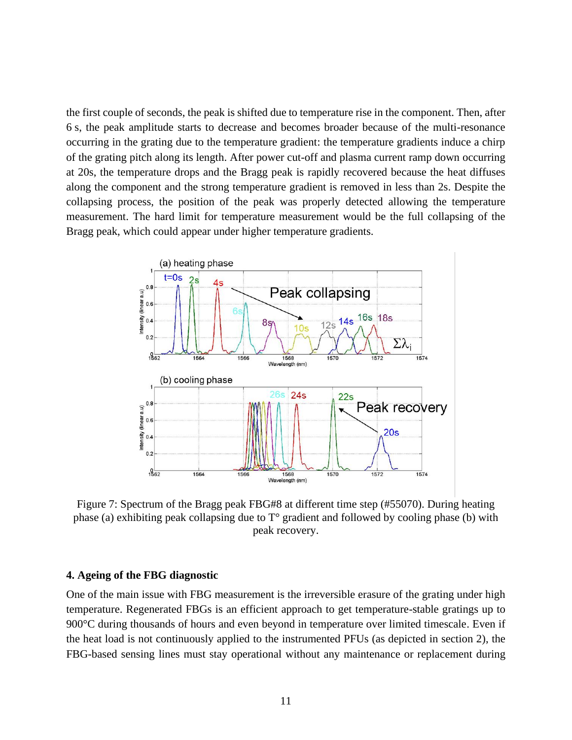the first couple of seconds, the peak is shifted due to temperature rise in the component. Then, after 6 s, the peak amplitude starts to decrease and becomes broader because of the multi-resonance occurring in the grating due to the temperature gradient: the temperature gradients induce a chirp of the grating pitch along its length. After power cut-off and plasma current ramp down occurring at 20s, the temperature drops and the Bragg peak is rapidly recovered because the heat diffuses along the component and the strong temperature gradient is removed in less than 2s. Despite the collapsing process, the position of the peak was properly detected allowing the temperature measurement. The hard limit for temperature measurement would be the full collapsing of the Bragg peak, which could appear under higher temperature gradients.

(a) heating phase

t=0s 2s 4s 6s 8s 10s 12s 14s 16s 18s

Peak collapsing

$\Sigma\lambda_i$

Intensity (linear a.u)

Wavelength (nm)

1562 1564 1566 1568 1570 1572 1574

(b) cooling phase

26s 24s 22s 20s

Peak recovery

Intensity (linear a.u)

Wavelength (nm)

1562 1564 1566 1568 1570 1572 1574

Figure 7: Spectrum of the Bragg peak FBG#8 at different time step (#55070). During heating phase (a) exhibiting peak collapsing due to T° gradient and followed by cooling phase (b) with peak recovery.

### 4. Ageing of the FBG diagnostic

One of the main issue with FBG measurement is the irreversible erasure of the grating under high temperature. Regenerated FBGs is an efficient approach to get temperature-stable gratings up to 900°C during thousands of hours and even beyond in temperature over limited timescale. Even if the heat load is not continuously applied to the instrumented PFUs (as depicted in section 2), the FBG-based sensing lines must stay operational without any maintenance or replacement during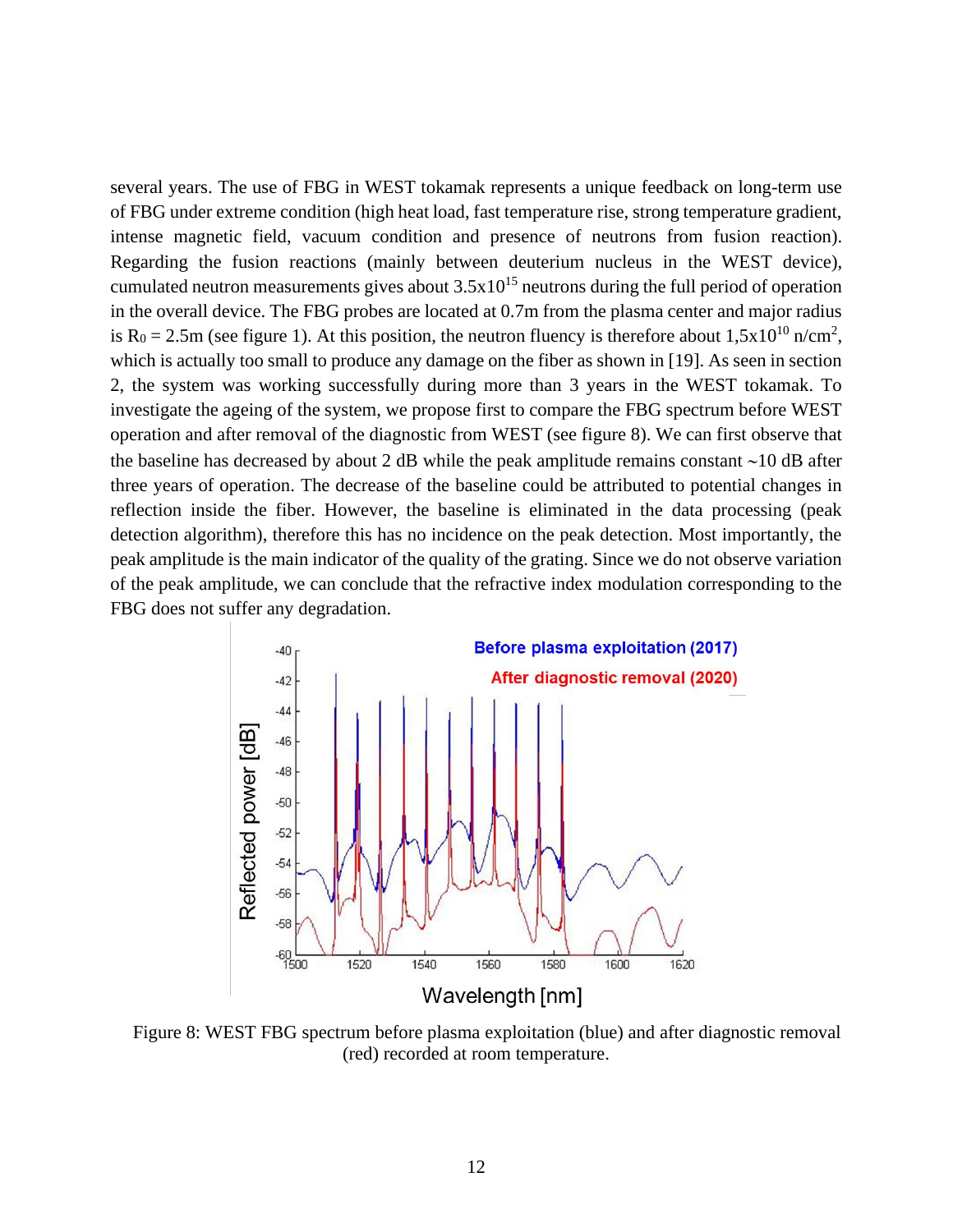several years. The use of FBG in WEST tokamak represents a unique feedback on long-term use of FBG under extreme condition (high heat load, fast temperature rise, strong temperature gradient, intense magnetic field, vacuum condition and presence of neutrons from fusion reaction). Regarding the fusion reactions (mainly between deuterium nucleus in the WEST device), cumulated neutron measurements gives about $3.5 \times 10^{15}$ neutrons during the full period of operation in the overall device. The FBG probes are located at 0.7m from the plasma center and major radius is $R_0 = 2.5$m (see figure 1). At this position, the neutron fluency is therefore about $1{,}5 \times 10^{10}$ n/cm$^2$, which is actually too small to produce any damage on the fiber as shown in [19]. As seen in section 2, the system was working successfully during more than 3 years in the WEST tokamak. To investigate the ageing of the system, we propose first to compare the FBG spectrum before WEST operation and after removal of the diagnostic from WEST (see figure 8). We can first observe that the baseline has decreased by about 2 dB while the peak amplitude remains constant ~10 dB after three years of operation. The decrease of the baseline could be attributed to potential changes in reflection inside the fiber. However, the baseline is eliminated in the data processing (peak detection algorithm), therefore this has no incidence on the peak detection. Most importantly, the peak amplitude is the main indicator of the quality of the grating. Since we do not observe variation of the peak amplitude, we can conclude that the refractive index modulation corresponding to the FBG does not suffer any degradation.

Before plasma exploitation (2017)
After diagnostic removal (2020)
Reflected power [dB]
-40
-42
-44
-46
-48
-50
-52
-54
-56
-58
-60
1500
1520
1540
1560
1580
1600
1620
Wavelength [nm]

Figure 8: WEST FBG spectrum before plasma exploitation (blue) and after diagnostic removal (red) recorded at room temperature.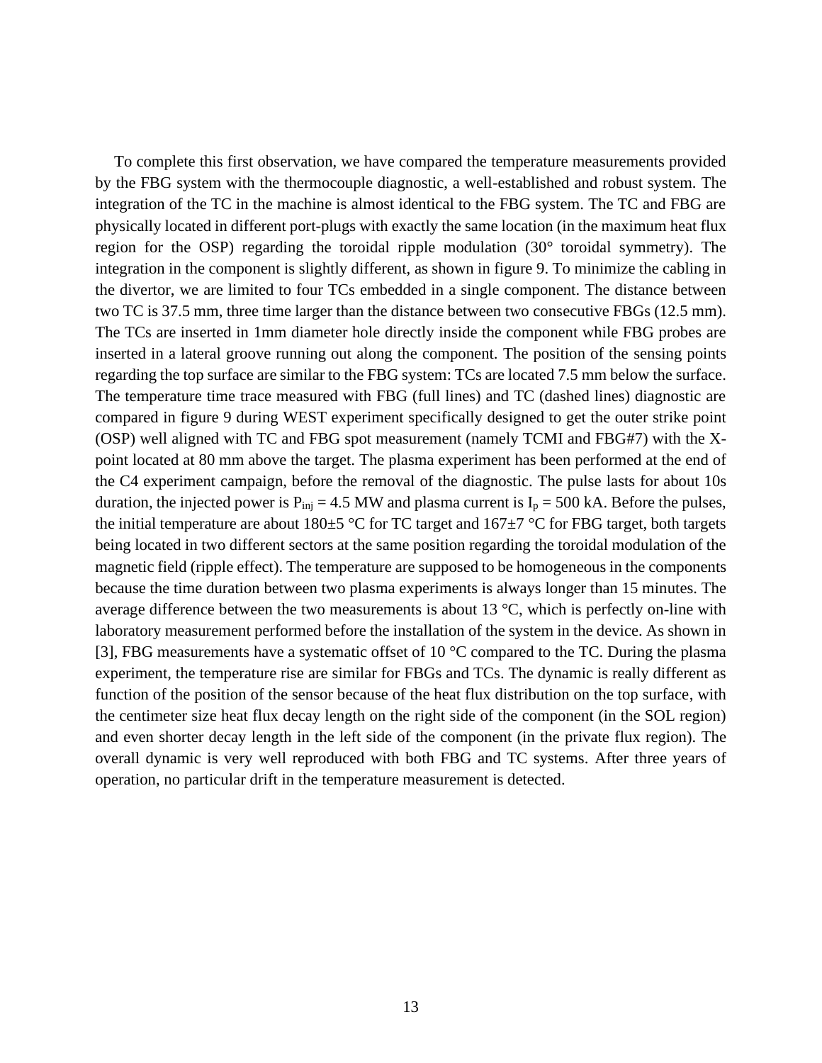To complete this first observation, we have compared the temperature measurements provided by the FBG system with the thermocouple diagnostic, a well-established and robust system. The integration of the TC in the machine is almost identical to the FBG system. The TC and FBG are physically located in different port-plugs with exactly the same location (in the maximum heat flux region for the OSP) regarding the toroidal ripple modulation (30° toroidal symmetry). The integration in the component is slightly different, as shown in figure 9. To minimize the cabling in the divertor, we are limited to four TCs embedded in a single component. The distance between two TC is 37.5 mm, three time larger than the distance between two consecutive FBGs (12.5 mm). The TCs are inserted in 1mm diameter hole directly inside the component while FBG probes are inserted in a lateral groove running out along the component. The position of the sensing points regarding the top surface are similar to the FBG system: TCs are located 7.5 mm below the surface. The temperature time trace measured with FBG (full lines) and TC (dashed lines) diagnostic are compared in figure 9 during WEST experiment specifically designed to get the outer strike point (OSP) well aligned with TC and FBG spot measurement (namely TCMI and FBG#7) with the X-point located at 80 mm above the target. The plasma experiment has been performed at the end of the C4 experiment campaign, before the removal of the diagnostic. The pulse lasts for about 10s duration, the injected power is $P_{inj}$ = 4.5 MW and plasma current is $I_p$ = 500 kA. Before the pulses, the initial temperature are about 180±5 °C for TC target and 167±7 °C for FBG target, both targets being located in two different sectors at the same position regarding the toroidal modulation of the magnetic field (ripple effect). The temperature are supposed to be homogeneous in the components because the time duration between two plasma experiments is always longer than 15 minutes. The average difference between the two measurements is about 13 °C, which is perfectly on-line with laboratory measurement performed before the installation of the system in the device. As shown in [3], FBG measurements have a systematic offset of 10 °C compared to the TC. During the plasma experiment, the temperature rise are similar for FBGs and TCs. The dynamic is really different as function of the position of the sensor because of the heat flux distribution on the top surface, with the centimeter size heat flux decay length on the right side of the component (in the SOL region) and even shorter decay length in the left side of the component (in the private flux region). The overall dynamic is very well reproduced with both FBG and TC systems. After three years of operation, no particular drift in the temperature measurement is detected.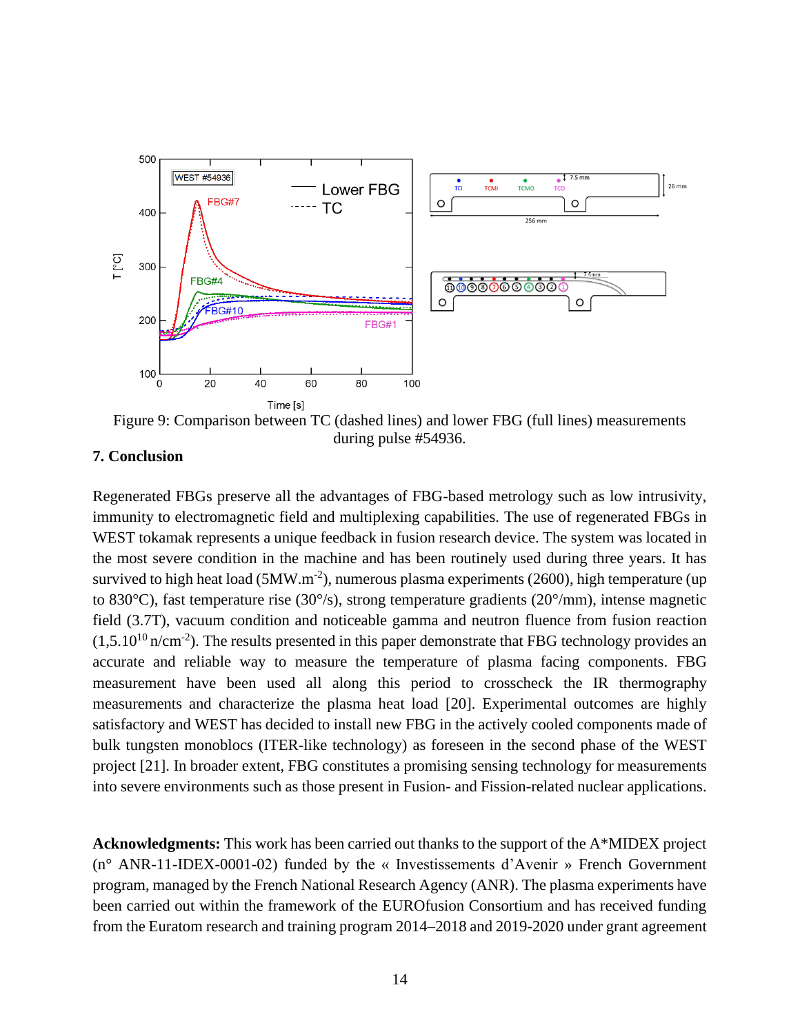WEST #54936

Lower FBG

TC

FBG#7

FBG#4

FBG#10

FBG#1

500

400

300

200

100

0

20

40

60

80

100

T [°C]

Time [s]

TCI

TCMI

TCMO

TCO

7.5 mm

26 mm

256 mm

11 10 9 8 7 6 5 4 3 2 1

7.5mm

Figure 9: Comparison between TC (dashed lines) and lower FBG (full lines) measurements during pulse #54936.

## 7. Conclusion

Regenerated FBGs preserve all the advantages of FBG-based metrology such as low intrusivity, immunity to electromagnetic field and multiplexing capabilities. The use of regenerated FBGs in WEST tokamak represents a unique feedback in fusion research device. The system was located in the most severe condition in the machine and has been routinely used during three years. It has survived to high heat load ($5 MW.m^{-2}$), numerous plasma experiments (2600), high temperature (up to 830°C), fast temperature rise (30°/s), strong temperature gradients (20°/mm), intense magnetic field (3.7T), vacuum condition and noticeable gamma and neutron fluence from fusion reaction ($1,5.10^{10}$ n/cm$^{-2}$). The results presented in this paper demonstrate that FBG technology provides an accurate and reliable way to measure the temperature of plasma facing components. FBG measurement have been used all along this period to crosscheck the IR thermography measurements and characterize the plasma heat load [20]. Experimental outcomes are highly satisfactory and WEST has decided to install new FBG in the actively cooled components made of bulk tungsten monoblocs (ITER-like technology) as foreseen in the second phase of the WEST project [21]. In broader extent, FBG constitutes a promising sensing technology for measurements into severe environments such as those present in Fusion- and Fission-related nuclear applications.

**Acknowledgments:** This work has been carried out thanks to the support of the A*MIDEX project (n° ANR-11-IDEX-0001-02) funded by the « Investissements d'Avenir » French Government program, managed by the French National Research Agency (ANR). The plasma experiments have been carried out within the framework of the EUROfusion Consortium and has received funding from the Euratom research and training program 2014–2018 and 2019-2020 under grant agreement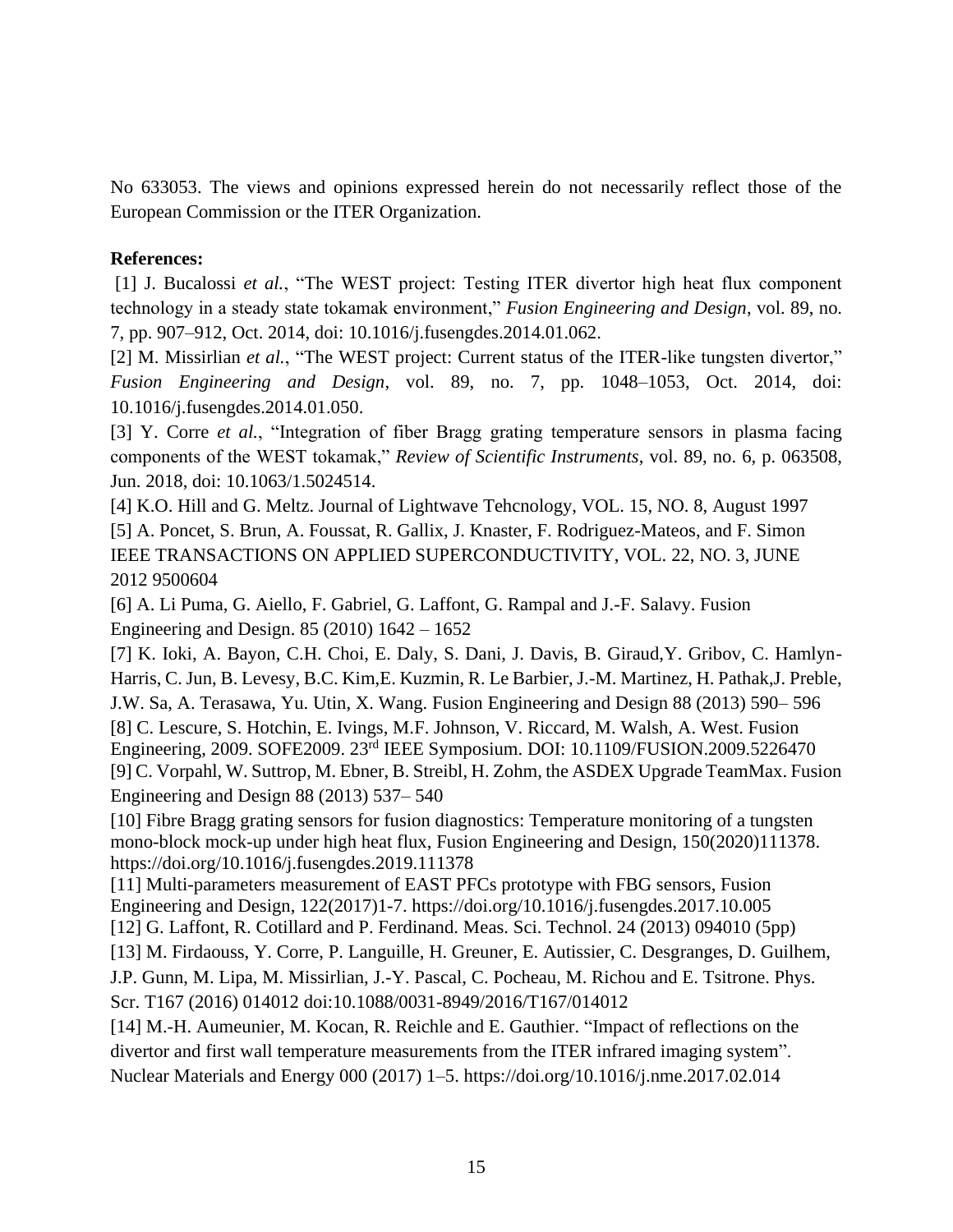No 633053. The views and opinions expressed herein do not necessarily reflect those of the European Commission or the ITER Organization.

**References:**

[1] J. Bucalossi *et al.*, "The WEST project: Testing ITER divertor high heat flux component technology in a steady state tokamak environment," *Fusion Engineering and Design*, vol. 89, no. 7, pp. 907–912, Oct. 2014, doi: 10.1016/j.fusengdes.2014.01.062.

[2] M. Missirlian *et al.*, "The WEST project: Current status of the ITER-like tungsten divertor," *Fusion Engineering and Design*, vol. 89, no. 7, pp. 1048–1053, Oct. 2014, doi: 10.1016/j.fusengdes.2014.01.050.

[3] Y. Corre *et al.*, "Integration of fiber Bragg grating temperature sensors in plasma facing components of the WEST tokamak," *Review of Scientific Instruments*, vol. 89, no. 6, p. 063508, Jun. 2018, doi: 10.1063/1.5024514.

[4] K.O. Hill and G. Meltz. Journal of Lightwave Tehcnology, VOL. 15, NO. 8, August 1997

[5] A. Poncet, S. Brun, A. Foussat, R. Gallix, J. Knaster, F. Rodriguez-Mateos, and F. Simon IEEE TRANSACTIONS ON APPLIED SUPERCONDUCTIVITY, VOL. 22, NO. 3, JUNE 2012 9500604

[6] A. Li Puma, G. Aiello, F. Gabriel, G. Laffont, G. Rampal and J.-F. Salavy. Fusion Engineering and Design. 85 (2010) 1642 – 1652

[7] K. Ioki, A. Bayon, C.H. Choi, E. Daly, S. Dani, J. Davis, B. Giraud,Y. Gribov, C. Hamlyn-Harris, C. Jun, B. Levesy, B.C. Kim,E. Kuzmin, R. Le Barbier, J.-M. Martinez, H. Pathak,J. Preble, J.W. Sa, A. Terasawa, Yu. Utin, X. Wang. Fusion Engineering and Design 88 (2013) 590– 596

[8] C. Lescure, S. Hotchin, E. Ivings, M.F. Johnson, V. Riccard, M. Walsh, A. West. Fusion Engineering, 2009. SOFE2009. 23rd IEEE Symposium. DOI: 10.1109/FUSION.2009.5226470

[9] C. Vorpahl, W. Suttrop, M. Ebner, B. Streibl, H. Zohm, the ASDEX Upgrade TeamMax. Fusion Engineering and Design 88 (2013) 537– 540

[10] Fibre Bragg grating sensors for fusion diagnostics: Temperature monitoring of a tungsten mono-block mock-up under high heat flux, Fusion Engineering and Design, 150(2020)111378. https://doi.org/10.1016/j.fusengdes.2019.111378

[11] Multi-parameters measurement of EAST PFCs prototype with FBG sensors, Fusion Engineering and Design, 122(2017)1-7. https://doi.org/10.1016/j.fusengdes.2017.10.005

[12] G. Laffont, R. Cotillard and P. Ferdinand. Meas. Sci. Technol. 24 (2013) 094010 (5pp)

[13] M. Firdaouss, Y. Corre, P. Languille, H. Greuner, E. Autissier, C. Desgranges, D. Guilhem, J.P. Gunn, M. Lipa, M. Missirlian, J.-Y. Pascal, C. Pocheau, M. Richou and E. Tsitrone. Phys. Scr. T167 (2016) 014012 doi:10.1088/0031-8949/2016/T167/014012

[14] M.-H. Aumeunier, M. Kocan, R. Reichle and E. Gauthier. "Impact of reflections on the divertor and first wall temperature measurements from the ITER infrared imaging system". Nuclear Materials and Energy 000 (2017) 1–5. https://doi.org/10.1016/j.nme.2017.02.014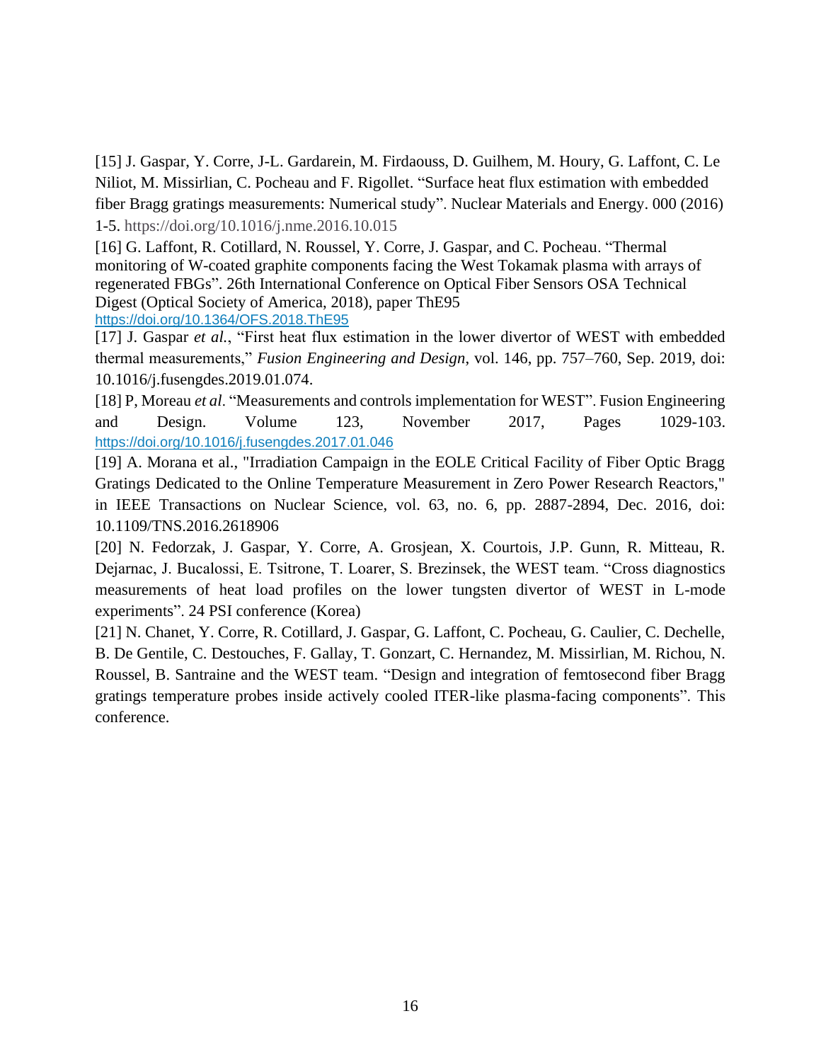[15] J. Gaspar, Y. Corre, J-L. Gardarein, M. Firdaouss, D. Guilhem, M. Houry, G. Laffont, C. Le Niliot, M. Missirlian, C. Pocheau and F. Rigollet. "Surface heat flux estimation with embedded fiber Bragg gratings measurements: Numerical study". Nuclear Materials and Energy. 000 (2016) 1-5. https://doi.org/10.1016/j.nme.2016.10.015

[16] G. Laffont, R. Cotillard, N. Roussel, Y. Corre, J. Gaspar, and C. Pocheau. "Thermal monitoring of W-coated graphite components facing the West Tokamak plasma with arrays of regenerated FBGs". 26th International Conference on Optical Fiber Sensors OSA Technical Digest (Optical Society of America, 2018), paper ThE95 https://doi.org/10.1364/OFS.2018.ThE95

[17] J. Gaspar *et al.*, "First heat flux estimation in the lower divertor of WEST with embedded thermal measurements," *Fusion Engineering and Design*, vol. 146, pp. 757–760, Sep. 2019, doi: 10.1016/j.fusengdes.2019.01.074.

[18] P, Moreau *et al*. "Measurements and controls implementation for WEST". Fusion Engineering and Design. Volume 123, November 2017, Pages 1029-103. https://doi.org/10.1016/j.fusengdes.2017.01.046

[19] A. Morana et al., "Irradiation Campaign in the EOLE Critical Facility of Fiber Optic Bragg Gratings Dedicated to the Online Temperature Measurement in Zero Power Research Reactors," in IEEE Transactions on Nuclear Science, vol. 63, no. 6, pp. 2887-2894, Dec. 2016, doi: 10.1109/TNS.2016.2618906

[20] N. Fedorzak, J. Gaspar, Y. Corre, A. Grosjean, X. Courtois, J.P. Gunn, R. Mitteau, R. Dejarnac, J. Bucalossi, E. Tsitrone, T. Loarer, S. Brezinsek, the WEST team. "Cross diagnostics measurements of heat load profiles on the lower tungsten divertor of WEST in L-mode experiments". 24 PSI conference (Korea)

[21] N. Chanet, Y. Corre, R. Cotillard, J. Gaspar, G. Laffont, C. Pocheau, G. Caulier, C. Dechelle, B. De Gentile, C. Destouches, F. Gallay, T. Gonzart, C. Hernandez, M. Missirlian, M. Richou, N. Roussel, B. Santraine and the WEST team. "Design and integration of femtosecond fiber Bragg gratings temperature probes inside actively cooled ITER-like plasma-facing components". This conference.